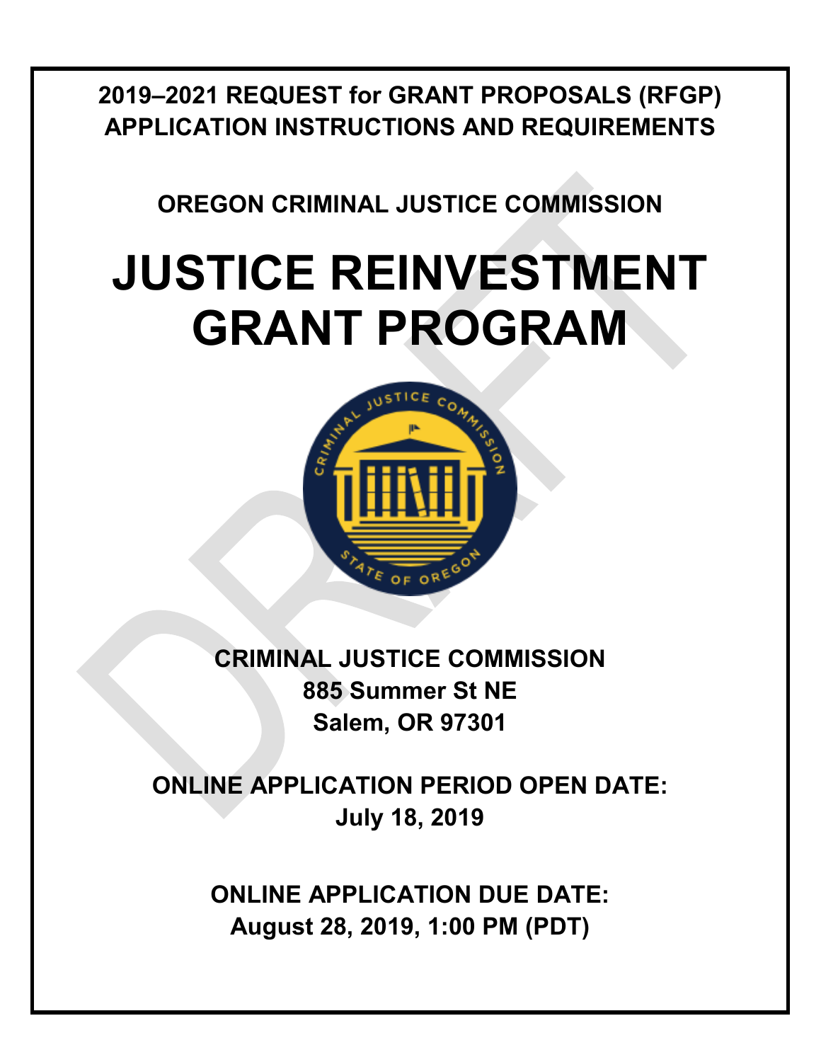**2019–2021 REQUEST for GRANT PROPOSALS (RFGP)**
**APPLICATION INSTRUCTIONS AND REQUIREMENTS**

**OREGON CRIMINAL JUSTICE COMMISSION**

# JUSTICE REINVESTMENT GRANT PROGRAM

**CRIMINAL JUSTICE COMMISSION**
**885 Summer St NE**
**Salem, OR 97301**

**ONLINE APPLICATION PERIOD OPEN DATE:**
**July 18, 2019**

**ONLINE APPLICATION DUE DATE:**
**August 28, 2019, 1:00 PM (PDT)**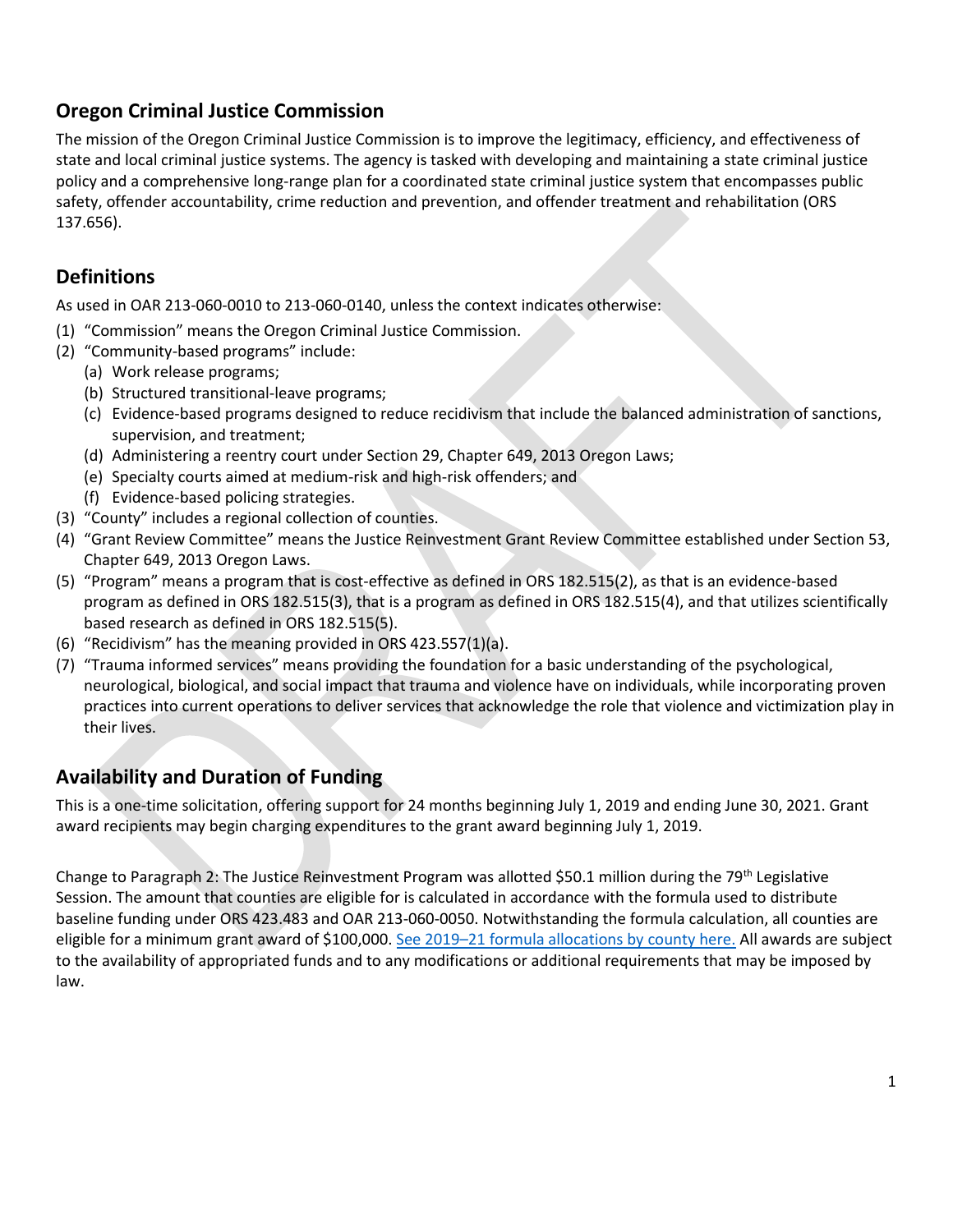## Oregon Criminal Justice Commission

The mission of the Oregon Criminal Justice Commission is to improve the legitimacy, efficiency, and effectiveness of state and local criminal justice systems. The agency is tasked with developing and maintaining a state criminal justice policy and a comprehensive long-range plan for a coordinated state criminal justice system that encompasses public safety, offender accountability, crime reduction and prevention, and offender treatment and rehabilitation (ORS 137.656).

## Definitions

As used in OAR 213-060-0010 to 213-060-0140, unless the context indicates otherwise:

(1) "Commission" means the Oregon Criminal Justice Commission.
(2) "Community-based programs" include:
  (a) Work release programs;
  (b) Structured transitional-leave programs;
  (c) Evidence-based programs designed to reduce recidivism that include the balanced administration of sanctions, supervision, and treatment;
  (d) Administering a reentry court under Section 29, Chapter 649, 2013 Oregon Laws;
  (e) Specialty courts aimed at medium-risk and high-risk offenders; and
  (f) Evidence-based policing strategies.
(3) "County" includes a regional collection of counties.
(4) "Grant Review Committee" means the Justice Reinvestment Grant Review Committee established under Section 53, Chapter 649, 2013 Oregon Laws.
(5) "Program" means a program that is cost-effective as defined in ORS 182.515(2), as that is an evidence-based program as defined in ORS 182.515(3), that is a program as defined in ORS 182.515(4), and that utilizes scientifically based research as defined in ORS 182.515(5).
(6) "Recidivism" has the meaning provided in ORS 423.557(1)(a).
(7) "Trauma informed services" means providing the foundation for a basic understanding of the psychological, neurological, biological, and social impact that trauma and violence have on individuals, while incorporating proven practices into current operations to deliver services that acknowledge the role that violence and victimization play in their lives.

## Availability and Duration of Funding

This is a one-time solicitation, offering support for 24 months beginning July 1, 2019 and ending June 30, 2021. Grant award recipients may begin charging expenditures to the grant award beginning July 1, 2019.

Change to Paragraph 2: The Justice Reinvestment Program was allotted $50.1 million during the 79th Legislative Session. The amount that counties are eligible for is calculated in accordance with the formula used to distribute baseline funding under ORS 423.483 and OAR 213-060-0050. Notwithstanding the formula calculation, all counties are eligible for a minimum grant award of $100,000. See 2019–21 formula allocations by county here. All awards are subject to the availability of appropriated funds and to any modifications or additional requirements that may be imposed by law.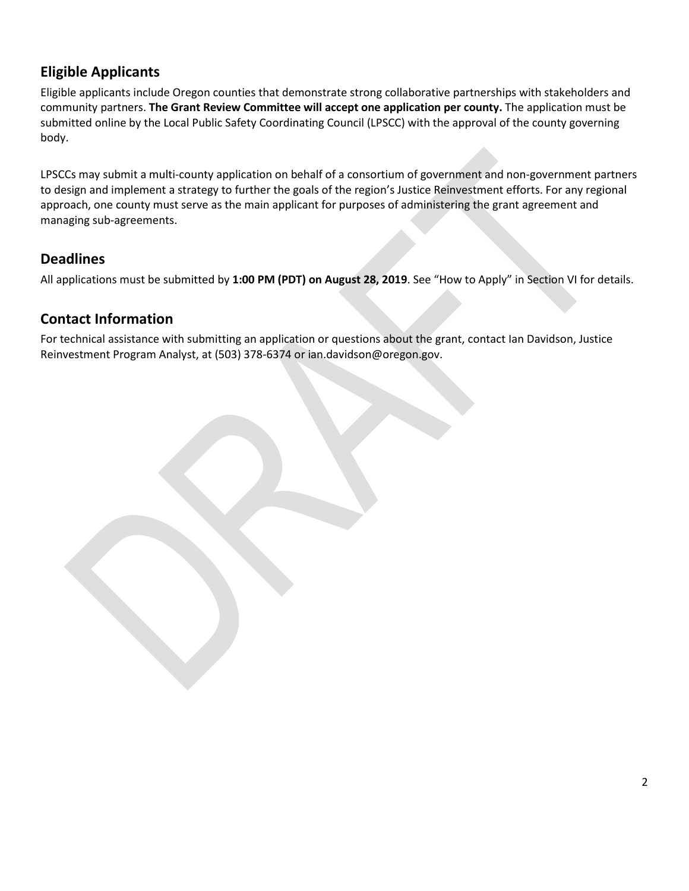## Eligible Applicants

Eligible applicants include Oregon counties that demonstrate strong collaborative partnerships with stakeholders and community partners. **The Grant Review Committee will accept one application per county.** The application must be submitted online by the Local Public Safety Coordinating Council (LPSCC) with the approval of the county governing body.

LPSCCs may submit a multi-county application on behalf of a consortium of government and non-government partners to design and implement a strategy to further the goals of the region's Justice Reinvestment efforts. For any regional approach, one county must serve as the main applicant for purposes of administering the grant agreement and managing sub-agreements.

## Deadlines

All applications must be submitted by **1:00 PM (PDT) on August 28, 2019**. See "How to Apply" in Section VI for details.

## Contact Information

For technical assistance with submitting an application or questions about the grant, contact Ian Davidson, Justice Reinvestment Program Analyst, at (503) 378-6374 or ian.davidson@oregon.gov.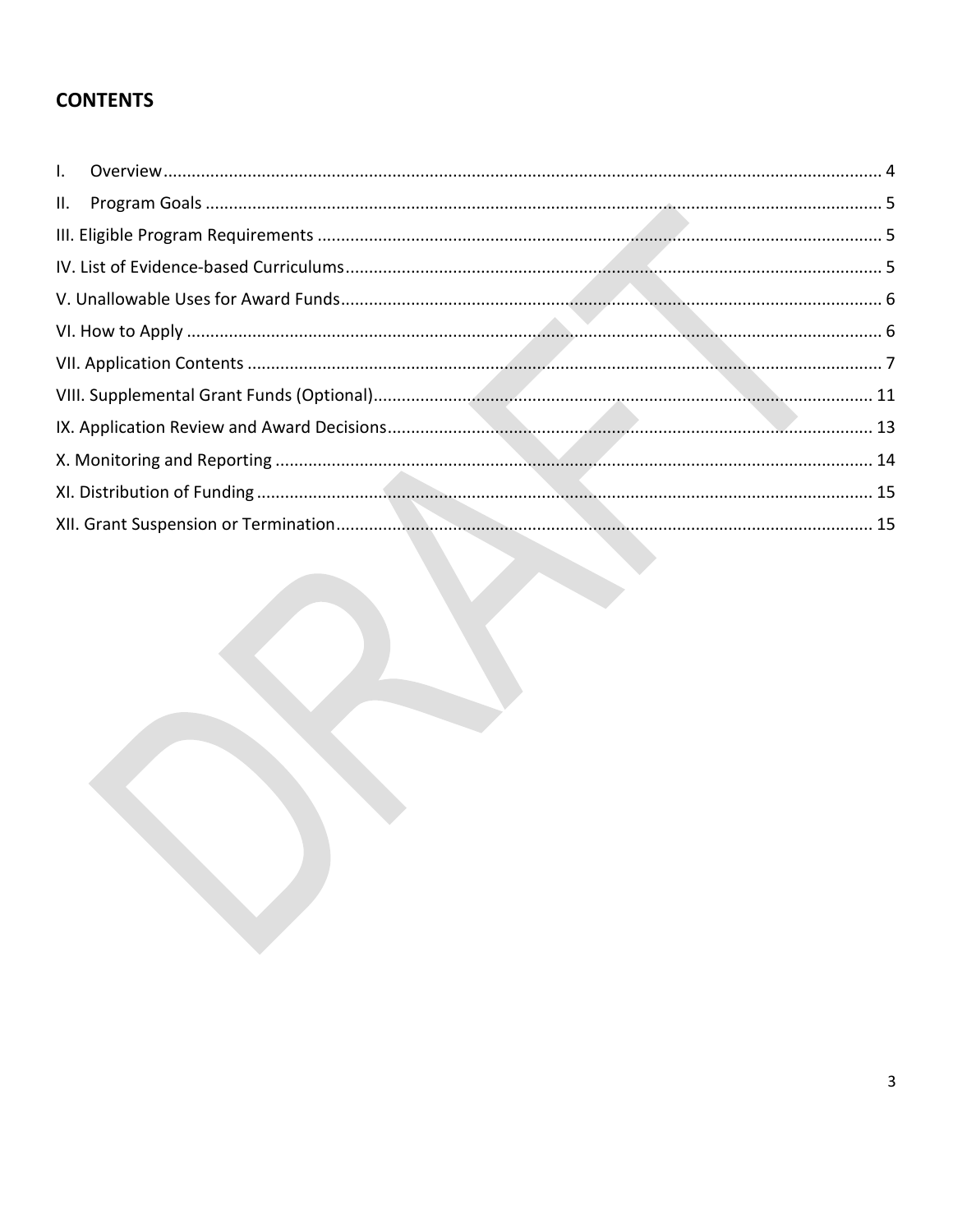## CONTENTS

I. Overview ........................................................................................................................................ 4

II. Program Goals ................................................................................................................................ 5

III. Eligible Program Requirements ........................................................................................................ 5

IV. List of Evidence-based Curriculums .................................................................................................. 5

V. Unallowable Uses for Award Funds ................................................................................................... 6

VI. How to Apply ................................................................................................................................... 6

VII. Application Contents ........................................................................................................................ 7

VIII. Supplemental Grant Funds (Optional) ........................................................................................... 11

IX. Application Review and Award Decisions ....................................................................................... 13

X. Monitoring and Reporting ............................................................................................................... 14

XI. Distribution of Funding .................................................................................................................. 15

XII. Grant Suspension or Termination ................................................................................................... 15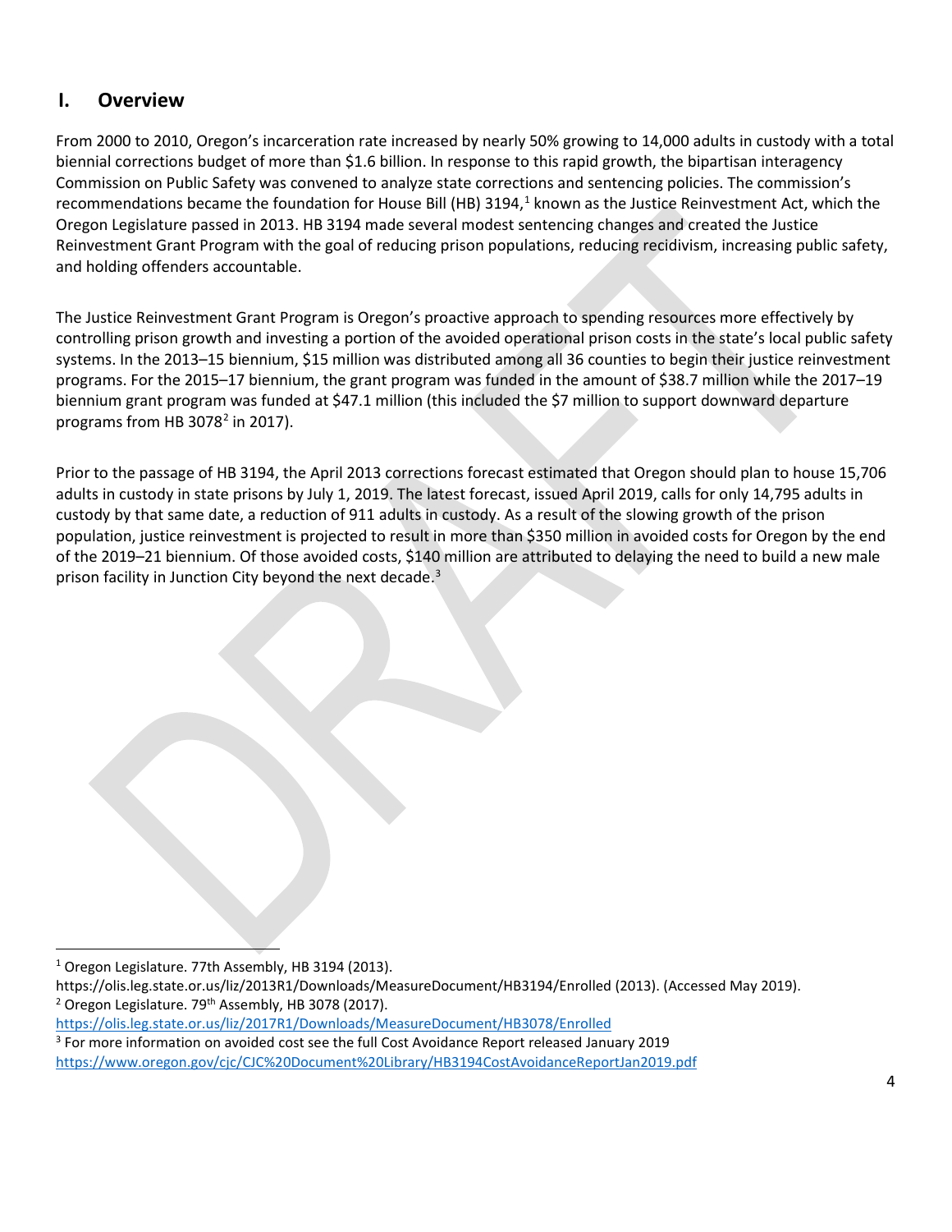## I. Overview

From 2000 to 2010, Oregon's incarceration rate increased by nearly 50% growing to 14,000 adults in custody with a total biennial corrections budget of more than $1.6 billion. In response to this rapid growth, the bipartisan interagency Commission on Public Safety was convened to analyze state corrections and sentencing policies. The commission's recommendations became the foundation for House Bill (HB) 3194,[1] known as the Justice Reinvestment Act, which the Oregon Legislature passed in 2013. HB 3194 made several modest sentencing changes and created the Justice Reinvestment Grant Program with the goal of reducing prison populations, reducing recidivism, increasing public safety, and holding offenders accountable.

The Justice Reinvestment Grant Program is Oregon's proactive approach to spending resources more effectively by controlling prison growth and investing a portion of the avoided operational prison costs in the state's local public safety systems. In the 2013–15 biennium, $15 million was distributed among all 36 counties to begin their justice reinvestment programs. For the 2015–17 biennium, the grant program was funded in the amount of $38.7 million while the 2017–19 biennium grant program was funded at $47.1 million (this included the $7 million to support downward departure programs from HB 3078[2] in 2017).

Prior to the passage of HB 3194, the April 2013 corrections forecast estimated that Oregon should plan to house 15,706 adults in custody in state prisons by July 1, 2019. The latest forecast, issued April 2019, calls for only 14,795 adults in custody by that same date, a reduction of 911 adults in custody. As a result of the slowing growth of the prison population, justice reinvestment is projected to result in more than $350 million in avoided costs for Oregon by the end of the 2019–21 biennium. Of those avoided costs, $140 million are attributed to delaying the need to build a new male prison facility in Junction City beyond the next decade.[3]

---

[1] Oregon Legislature. 77th Assembly, HB 3194 (2013). https://olis.leg.state.or.us/liz/2013R1/Downloads/MeasureDocument/HB3194/Enrolled (2013). (Accessed May 2019).

[2] Oregon Legislature. 79th Assembly, HB 3078 (2017). https://olis.leg.state.or.us/liz/2017R1/Downloads/MeasureDocument/HB3078/Enrolled

[3] For more information on avoided cost see the full Cost Avoidance Report released January 2019 https://www.oregon.gov/cjc/CJC%20Document%20Library/HB3194CostAvoidanceReportJan2019.pdf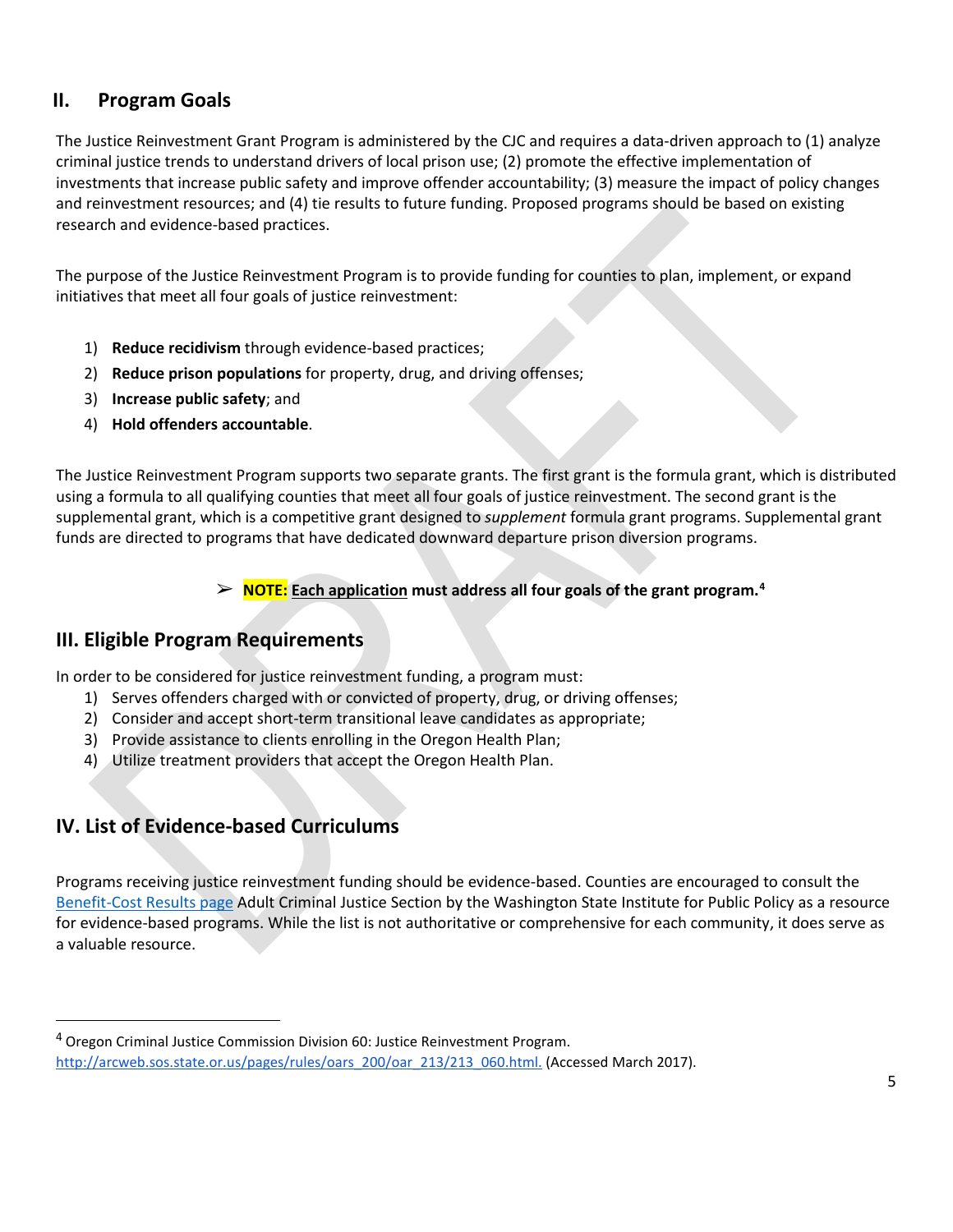## II. Program Goals

The Justice Reinvestment Grant Program is administered by the CJC and requires a data-driven approach to (1) analyze criminal justice trends to understand drivers of local prison use; (2) promote the effective implementation of investments that increase public safety and improve offender accountability; (3) measure the impact of policy changes and reinvestment resources; and (4) tie results to future funding. Proposed programs should be based on existing research and evidence-based practices.

The purpose of the Justice Reinvestment Program is to provide funding for counties to plan, implement, or expand initiatives that meet all four goals of justice reinvestment:

1) **Reduce recidivism** through evidence-based practices;
2) **Reduce prison populations** for property, drug, and driving offenses;
3) **Increase public safety**; and
4) **Hold offenders accountable**.

The Justice Reinvestment Program supports two separate grants. The first grant is the formula grant, which is distributed using a formula to all qualifying counties that meet all four goals of justice reinvestment. The second grant is the supplemental grant, which is a competitive grant designed to *supplement* formula grant programs. Supplemental grant funds are directed to programs that have dedicated downward departure prison diversion programs.

➢ **NOTE: Each application must address all four goals of the grant program.**[4]

## III. Eligible Program Requirements

In order to be considered for justice reinvestment funding, a program must:

1) Serves offenders charged with or convicted of property, drug, or driving offenses;
2) Consider and accept short-term transitional leave candidates as appropriate;
3) Provide assistance to clients enrolling in the Oregon Health Plan;
4) Utilize treatment providers that accept the Oregon Health Plan.

## IV. List of Evidence-based Curriculums

Programs receiving justice reinvestment funding should be evidence-based. Counties are encouraged to consult the Benefit-Cost Results page Adult Criminal Justice Section by the Washington State Institute for Public Policy as a resource for evidence-based programs. While the list is not authoritative or comprehensive for each community, it does serve as a valuable resource.

---

[4] Oregon Criminal Justice Commission Division 60: Justice Reinvestment Program. http://arcweb.sos.state.or.us/pages/rules/oars_200/oar_213/213_060.html. (Accessed March 2017).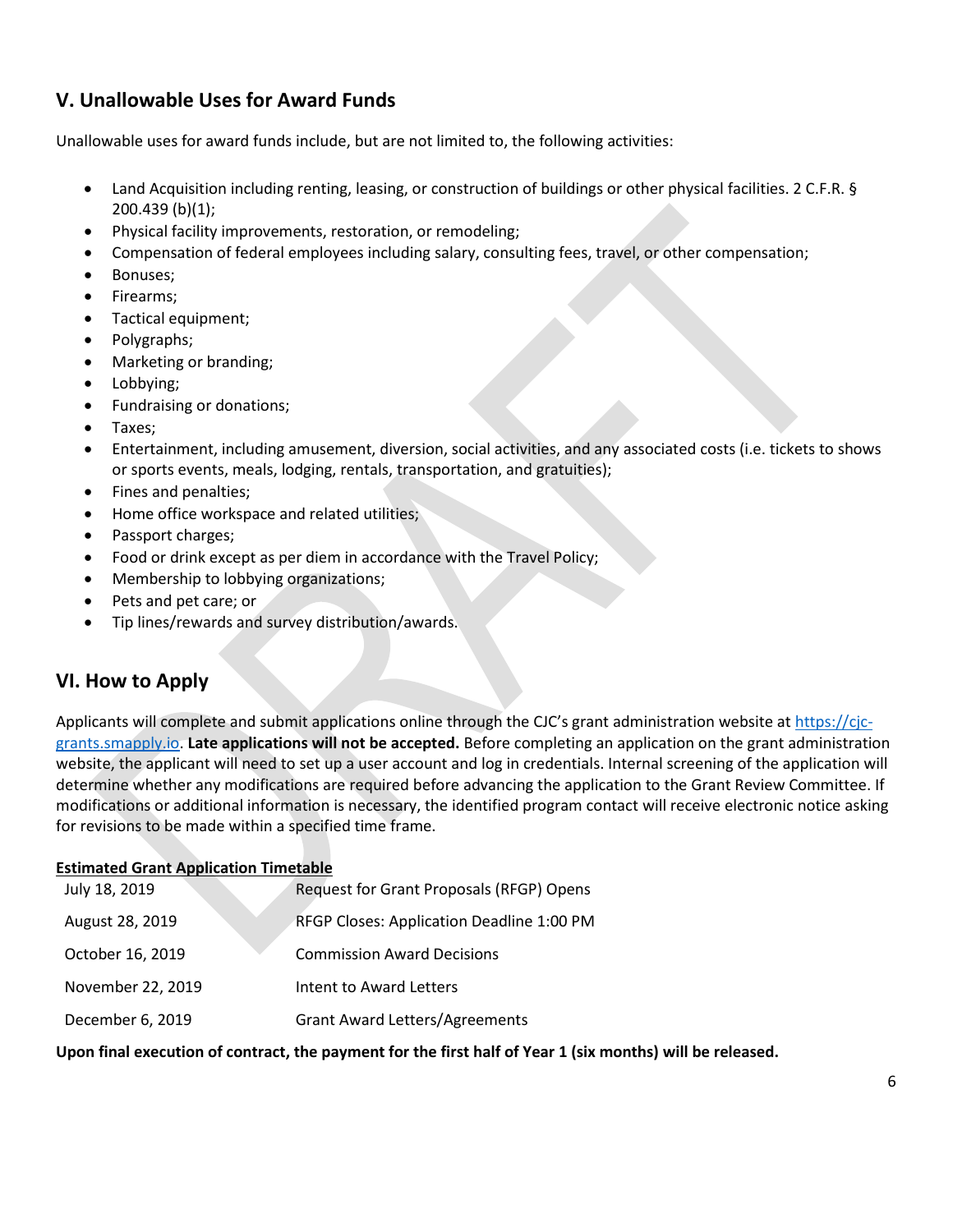## V. Unallowable Uses for Award Funds

Unallowable uses for award funds include, but are not limited to, the following activities:

- Land Acquisition including renting, leasing, or construction of buildings or other physical facilities. 2 C.F.R. § 200.439 (b)(1);
- Physical facility improvements, restoration, or remodeling;
- Compensation of federal employees including salary, consulting fees, travel, or other compensation;
- Bonuses;
- Firearms;
- Tactical equipment;
- Polygraphs;
- Marketing or branding;
- Lobbying;
- Fundraising or donations;
- Taxes;
- Entertainment, including amusement, diversion, social activities, and any associated costs (i.e. tickets to shows or sports events, meals, lodging, rentals, transportation, and gratuities);
- Fines and penalties;
- Home office workspace and related utilities;
- Passport charges;
- Food or drink except as per diem in accordance with the Travel Policy;
- Membership to lobbying organizations;
- Pets and pet care; or
- Tip lines/rewards and survey distribution/awards.

## VI. How to Apply

Applicants will complete and submit applications online through the CJC's grant administration website at https://cjc-grants.smapply.io. **Late applications will not be accepted.** Before completing an application on the grant administration website, the applicant will need to set up a user account and log in credentials. Internal screening of the application will determine whether any modifications are required before advancing the application to the Grant Review Committee. If modifications or additional information is necessary, the identified program contact will receive electronic notice asking for revisions to be made within a specified time frame.

**Estimated Grant Application Timetable**

| | |
|---|---|
| July 18, 2019 | Request for Grant Proposals (RFGP) Opens |
| August 28, 2019 | RFGP Closes: Application Deadline 1:00 PM |
| October 16, 2019 | Commission Award Decisions |
| November 22, 2019 | Intent to Award Letters |
| December 6, 2019 | Grant Award Letters/Agreements |

**Upon final execution of contract, the payment for the first half of Year 1 (six months) will be released.**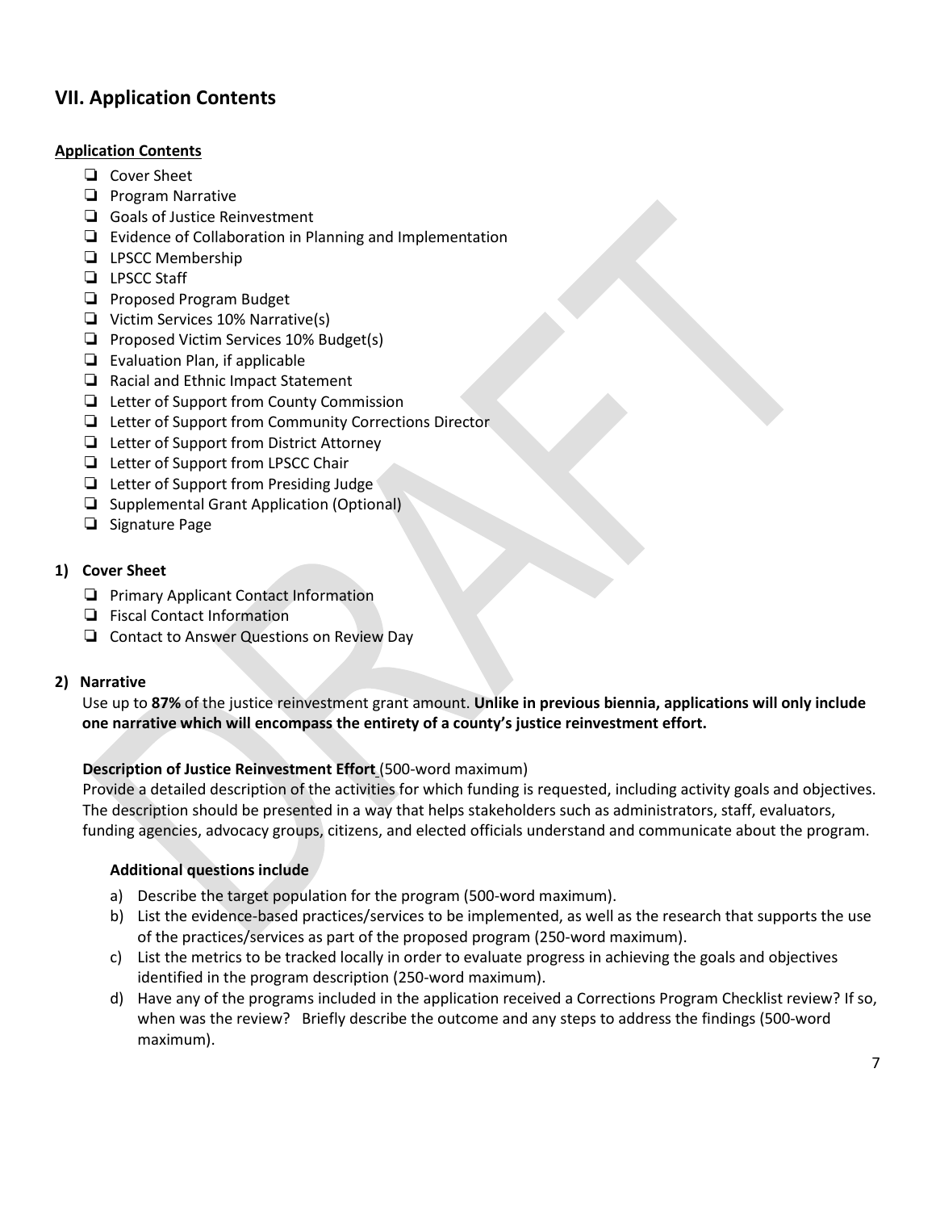## VII. Application Contents

**Application Contents**

- ❑ Cover Sheet
- ❑ Program Narrative
- ❑ Goals of Justice Reinvestment
- ❑ Evidence of Collaboration in Planning and Implementation
- ❑ LPSCC Membership
- ❑ LPSCC Staff
- ❑ Proposed Program Budget
- ❑ Victim Services 10% Narrative(s)
- ❑ Proposed Victim Services 10% Budget(s)
- ❑ Evaluation Plan, if applicable
- ❑ Racial and Ethnic Impact Statement
- ❑ Letter of Support from County Commission
- ❑ Letter of Support from Community Corrections Director
- ❑ Letter of Support from District Attorney
- ❑ Letter of Support from LPSCC Chair
- ❑ Letter of Support from Presiding Judge
- ❑ Supplemental Grant Application (Optional)
- ❑ Signature Page

### 1) Cover Sheet

- ❑ Primary Applicant Contact Information
- ❑ Fiscal Contact Information
- ❑ Contact to Answer Questions on Review Day

### 2) Narrative

Use up to **87%** of the justice reinvestment grant amount. **Unlike in previous biennia, applications will only include one narrative which will encompass the entirety of a county's justice reinvestment effort.**

**Description of Justice Reinvestment Effort** (500-word maximum)

Provide a detailed description of the activities for which funding is requested, including activity goals and objectives. The description should be presented in a way that helps stakeholders such as administrators, staff, evaluators, funding agencies, advocacy groups, citizens, and elected officials understand and communicate about the program.

**Additional questions include**

a) Describe the target population for the program (500-word maximum).

b) List the evidence-based practices/services to be implemented, as well as the research that supports the use of the practices/services as part of the proposed program (250-word maximum).

c) List the metrics to be tracked locally in order to evaluate progress in achieving the goals and objectives identified in the program description (250-word maximum).

d) Have any of the programs included in the application received a Corrections Program Checklist review? If so, when was the review? Briefly describe the outcome and any steps to address the findings (500-word maximum).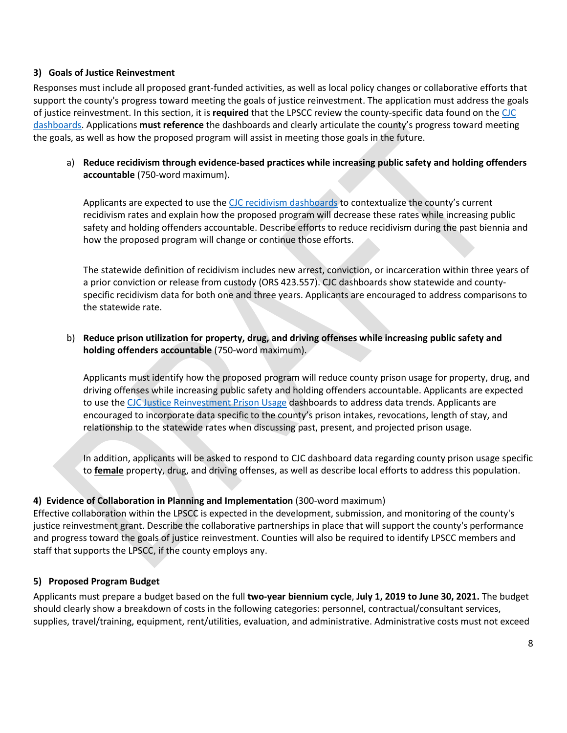### 3) Goals of Justice Reinvestment

Responses must include all proposed grant-funded activities, as well as local policy changes or collaborative efforts that support the county's progress toward meeting the goals of justice reinvestment. The application must address the goals of justice reinvestment. In this section, it is **required** that the LPSCC review the county-specific data found on the CJC dashboards. Applications **must reference** the dashboards and clearly articulate the county's progress toward meeting the goals, as well as how the proposed program will assist in meeting those goals in the future.

a) **Reduce recidivism through evidence-based practices while increasing public safety and holding offenders accountable** (750-word maximum).

   Applicants are expected to use the CJC recidivism dashboards to contextualize the county's current recidivism rates and explain how the proposed program will decrease these rates while increasing public safety and holding offenders accountable. Describe efforts to reduce recidivism during the past biennia and how the proposed program will change or continue those efforts.

   The statewide definition of recidivism includes new arrest, conviction, or incarceration within three years of a prior conviction or release from custody (ORS 423.557). CJC dashboards show statewide and county-specific recidivism data for both one and three years. Applicants are encouraged to address comparisons to the statewide rate.

b) **Reduce prison utilization for property, drug, and driving offenses while increasing public safety and holding offenders accountable** (750-word maximum).

   Applicants must identify how the proposed program will reduce county prison usage for property, drug, and driving offenses while increasing public safety and holding offenders accountable. Applicants are expected to use the CJC Justice Reinvestment Prison Usage dashboards to address data trends. Applicants are encouraged to incorporate data specific to the county's prison intakes, revocations, length of stay, and relationship to the statewide rates when discussing past, present, and projected prison usage.

   In addition, applicants will be asked to respond to CJC dashboard data regarding county prison usage specific to **female** property, drug, and driving offenses, as well as describe local efforts to address this population.

### 4) Evidence of Collaboration in Planning and Implementation (300-word maximum)

Effective collaboration within the LPSCC is expected in the development, submission, and monitoring of the county's justice reinvestment grant. Describe the collaborative partnerships in place that will support the county's performance and progress toward the goals of justice reinvestment. Counties will also be required to identify LPSCC members and staff that supports the LPSCC, if the county employs any.

### 5) Proposed Program Budget

Applicants must prepare a budget based on the full **two-year biennium cycle**, **July 1, 2019 to June 30, 2021.** The budget should clearly show a breakdown of costs in the following categories: personnel, contractual/consultant services, supplies, travel/training, equipment, rent/utilities, evaluation, and administrative. Administrative costs must not exceed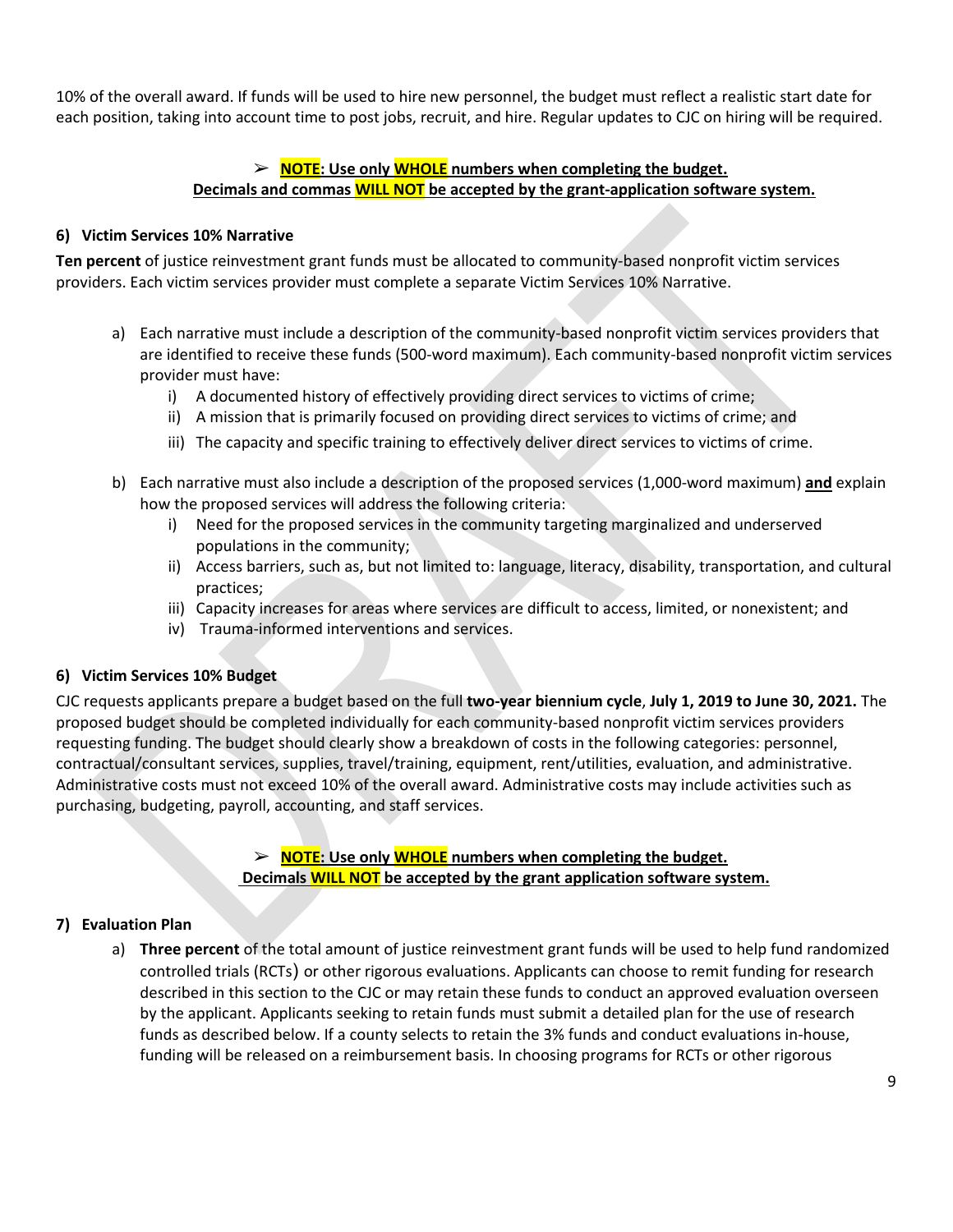10% of the overall award. If funds will be used to hire new personnel, the budget must reflect a realistic start date for each position, taking into account time to post jobs, recruit, and hire. Regular updates to CJC on hiring will be required.

> ➢ **NOTE: Use only WHOLE numbers when completing the budget.**
> **Decimals and commas WILL NOT be accepted by the grant-application software system.**

**6) Victim Services 10% Narrative**

**Ten percent** of justice reinvestment grant funds must be allocated to community-based nonprofit victim services providers. Each victim services provider must complete a separate Victim Services 10% Narrative.

a) Each narrative must include a description of the community-based nonprofit victim services providers that are identified to receive these funds (500-word maximum). Each community-based nonprofit victim services provider must have:
   i) A documented history of effectively providing direct services to victims of crime;
   ii) A mission that is primarily focused on providing direct services to victims of crime; and
   iii) The capacity and specific training to effectively deliver direct services to victims of crime.

b) Each narrative must also include a description of the proposed services (1,000-word maximum) **and** explain how the proposed services will address the following criteria:
   i) Need for the proposed services in the community targeting marginalized and underserved populations in the community;
   ii) Access barriers, such as, but not limited to: language, literacy, disability, transportation, and cultural practices;
   iii) Capacity increases for areas where services are difficult to access, limited, or nonexistent; and
   iv) Trauma-informed interventions and services.

**6) Victim Services 10% Budget**

CJC requests applicants prepare a budget based on the full **two-year biennium cycle**, **July 1, 2019 to June 30, 2021.** The proposed budget should be completed individually for each community-based nonprofit victim services providers requesting funding. The budget should clearly show a breakdown of costs in the following categories: personnel, contractual/consultant services, supplies, travel/training, equipment, rent/utilities, evaluation, and administrative. Administrative costs must not exceed 10% of the overall award. Administrative costs may include activities such as purchasing, budgeting, payroll, accounting, and staff services.

> ➢ **NOTE: Use only WHOLE numbers when completing the budget.**
> **Decimals WILL NOT be accepted by the grant application software system.**

**7) Evaluation Plan**

a) **Three percent** of the total amount of justice reinvestment grant funds will be used to help fund randomized controlled trials (RCTs) or other rigorous evaluations. Applicants can choose to remit funding for research described in this section to the CJC or may retain these funds to conduct an approved evaluation overseen by the applicant. Applicants seeking to retain funds must submit a detailed plan for the use of research funds as described below. If a county selects to retain the 3% funds and conduct evaluations in-house, funding will be released on a reimbursement basis. In choosing programs for RCTs or other rigorous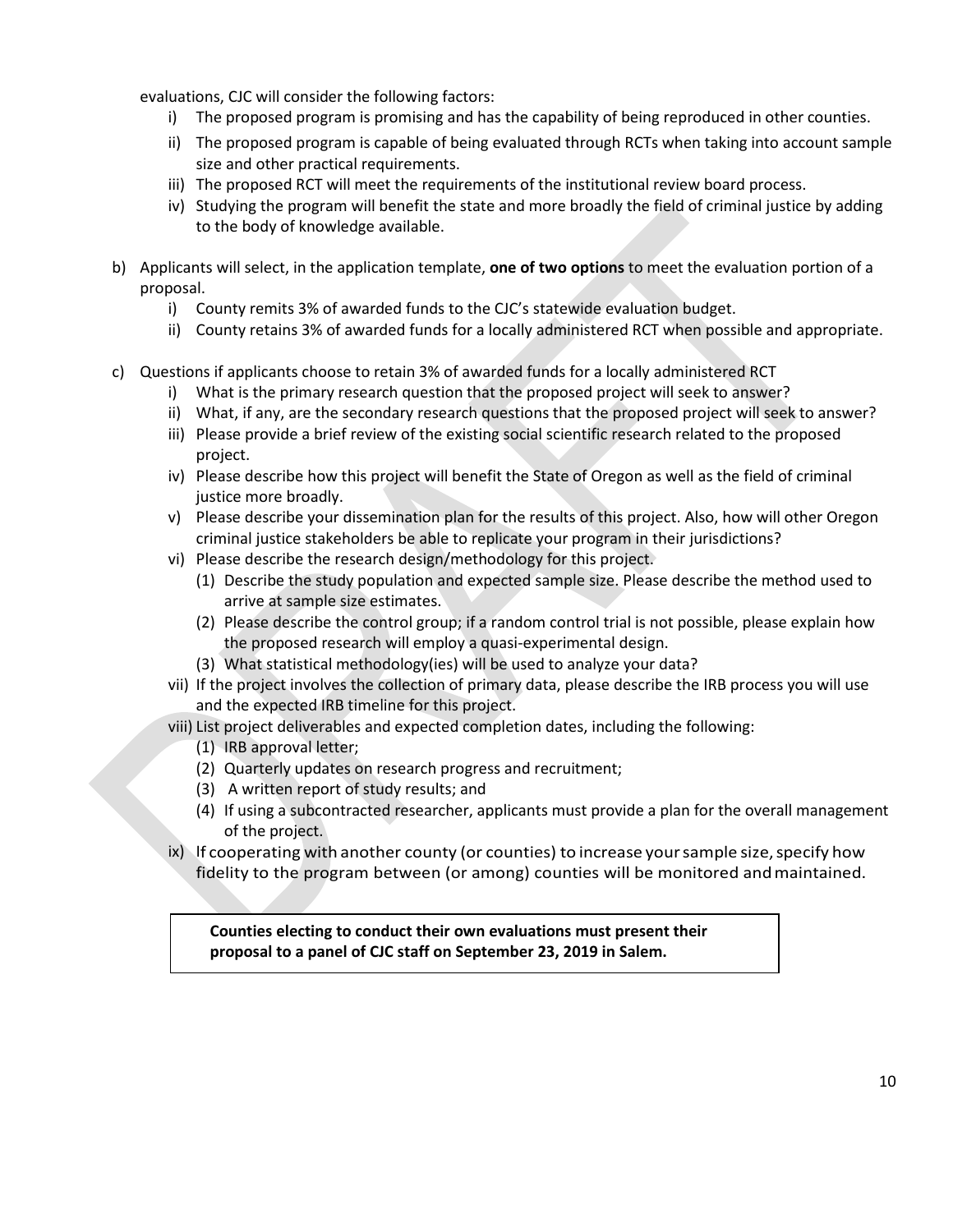evaluations, CJC will consider the following factors:

i) The proposed program is promising and has the capability of being reproduced in other counties.
ii) The proposed program is capable of being evaluated through RCTs when taking into account sample size and other practical requirements.
iii) The proposed RCT will meet the requirements of the institutional review board process.
iv) Studying the program will benefit the state and more broadly the field of criminal justice by adding to the body of knowledge available.

b) Applicants will select, in the application template, **one of two options** to meet the evaluation portion of a proposal.

i) County remits 3% of awarded funds to the CJC's statewide evaluation budget.
ii) County retains 3% of awarded funds for a locally administered RCT when possible and appropriate.

c) Questions if applicants choose to retain 3% of awarded funds for a locally administered RCT

i) What is the primary research question that the proposed project will seek to answer?
ii) What, if any, are the secondary research questions that the proposed project will seek to answer?
iii) Please provide a brief review of the existing social scientific research related to the proposed project.
iv) Please describe how this project will benefit the State of Oregon as well as the field of criminal justice more broadly.
v) Please describe your dissemination plan for the results of this project. Also, how will other Oregon criminal justice stakeholders be able to replicate your program in their jurisdictions?
vi) Please describe the research design/methodology for this project.
   (1) Describe the study population and expected sample size. Please describe the method used to arrive at sample size estimates.
   (2) Please describe the control group; if a random control trial is not possible, please explain how the proposed research will employ a quasi-experimental design.
   (3) What statistical methodology(ies) will be used to analyze your data?
vii) If the project involves the collection of primary data, please describe the IRB process you will use and the expected IRB timeline for this project.
viii) List project deliverables and expected completion dates, including the following:
   (1) IRB approval letter;
   (2) Quarterly updates on research progress and recruitment;
   (3) A written report of study results; and
   (4) If using a subcontracted researcher, applicants must provide a plan for the overall management of the project.
ix) If cooperating with another county (or counties) to increase your sample size, specify how fidelity to the program between (or among) counties will be monitored and maintained.

**Counties electing to conduct their own evaluations must present their proposal to a panel of CJC staff on September 23, 2019 in Salem.**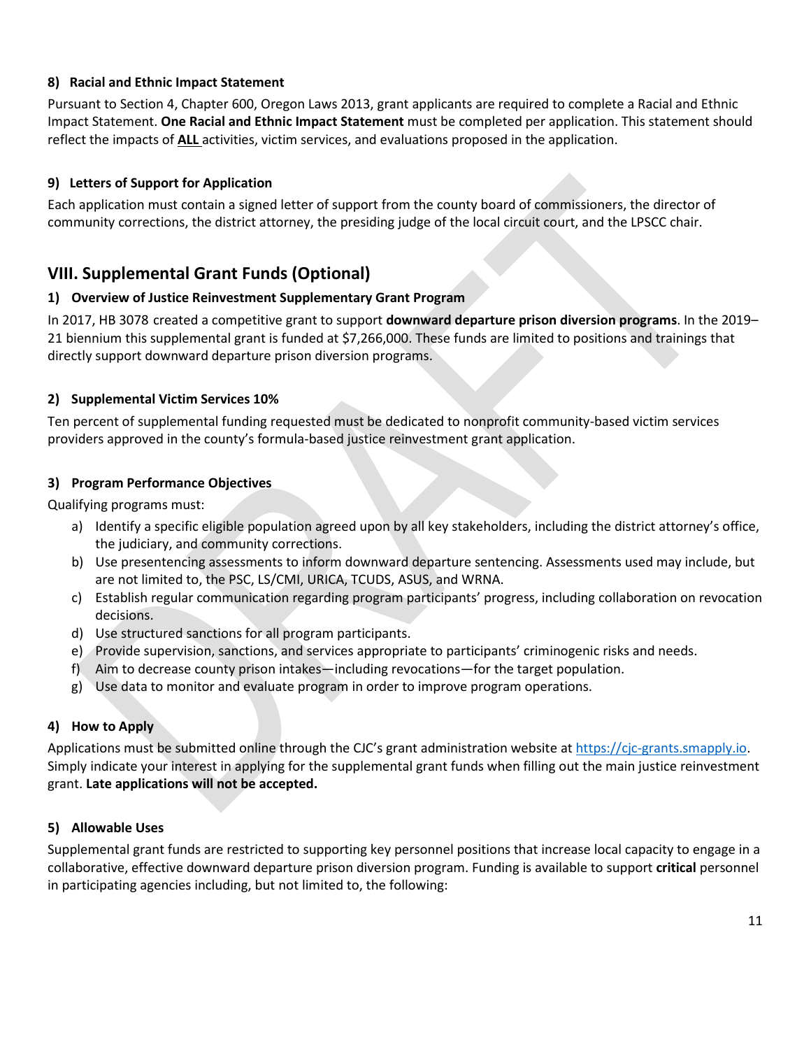### 8) Racial and Ethnic Impact Statement

Pursuant to Section 4, Chapter 600, Oregon Laws 2013, grant applicants are required to complete a Racial and Ethnic Impact Statement. **One Racial and Ethnic Impact Statement** must be completed per application. This statement should reflect the impacts of **ALL** activities, victim services, and evaluations proposed in the application.

### 9) Letters of Support for Application

Each application must contain a signed letter of support from the county board of commissioners, the director of community corrections, the district attorney, the presiding judge of the local circuit court, and the LPSCC chair.

## VIII. Supplemental Grant Funds (Optional)

### 1) Overview of Justice Reinvestment Supplementary Grant Program

In 2017, HB 3078 created a competitive grant to support **downward departure prison diversion programs**. In the 2019–21 biennium this supplemental grant is funded at $7,266,000. These funds are limited to positions and trainings that directly support downward departure prison diversion programs.

### 2) Supplemental Victim Services 10%

Ten percent of supplemental funding requested must be dedicated to nonprofit community-based victim services providers approved in the county's formula-based justice reinvestment grant application.

### 3) Program Performance Objectives

Qualifying programs must:

a) Identify a specific eligible population agreed upon by all key stakeholders, including the district attorney's office, the judiciary, and community corrections.
b) Use presentencing assessments to inform downward departure sentencing. Assessments used may include, but are not limited to, the PSC, LS/CMI, URICA, TCUDS, ASUS, and WRNA.
c) Establish regular communication regarding program participants' progress, including collaboration on revocation decisions.
d) Use structured sanctions for all program participants.
e) Provide supervision, sanctions, and services appropriate to participants' criminogenic risks and needs.
f) Aim to decrease county prison intakes—including revocations—for the target population.
g) Use data to monitor and evaluate program in order to improve program operations.

### 4) How to Apply

Applications must be submitted online through the CJC's grant administration website at https://cjc-grants.smapply.io. Simply indicate your interest in applying for the supplemental grant funds when filling out the main justice reinvestment grant. **Late applications will not be accepted.**

### 5) Allowable Uses

Supplemental grant funds are restricted to supporting key personnel positions that increase local capacity to engage in a collaborative, effective downward departure prison diversion program. Funding is available to support **critical** personnel in participating agencies including, but not limited to, the following: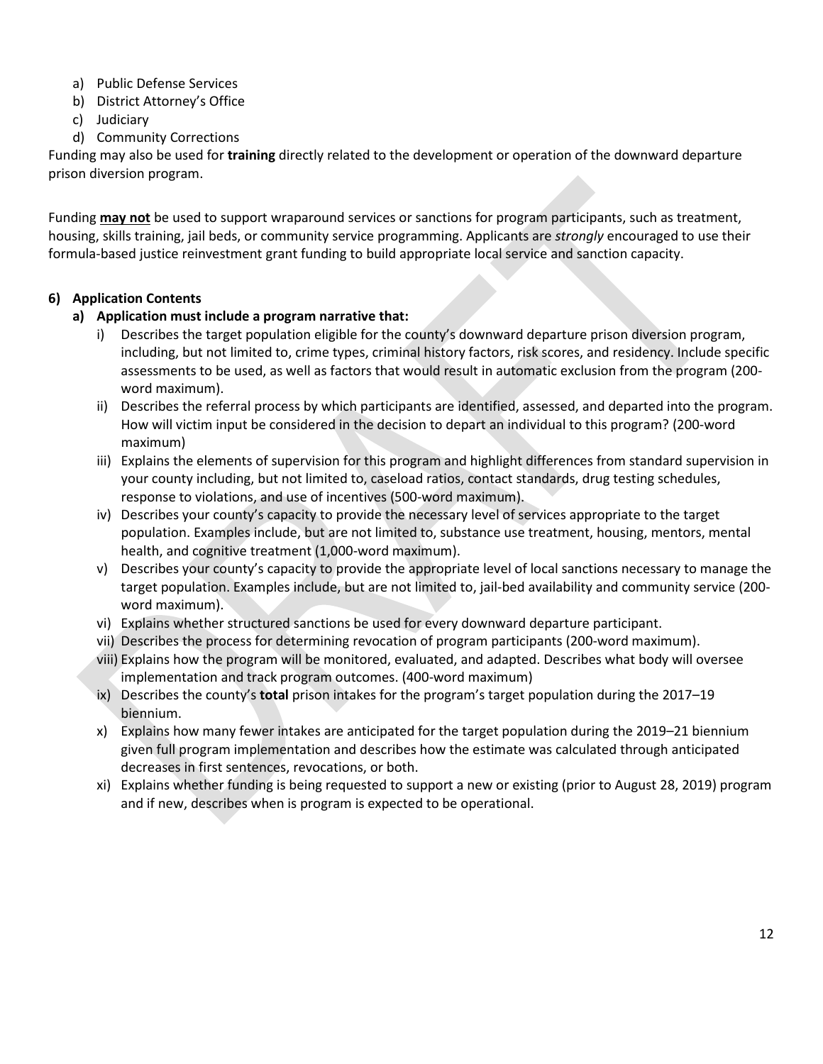a) Public Defense Services
b) District Attorney's Office
c) Judiciary
d) Community Corrections

Funding may also be used for **training** directly related to the development or operation of the downward departure prison diversion program.

Funding **<u>may not</u>** be used to support wraparound services or sanctions for program participants, such as treatment, housing, skills training, jail beds, or community service programming. Applicants are *strongly* encouraged to use their formula-based justice reinvestment grant funding to build appropriate local service and sanction capacity.

**6) Application Contents**

**a) Application must include a program narrative that:**

i) Describes the target population eligible for the county's downward departure prison diversion program, including, but not limited to, crime types, criminal history factors, risk scores, and residency. Include specific assessments to be used, as well as factors that would result in automatic exclusion from the program (200-word maximum).

ii) Describes the referral process by which participants are identified, assessed, and departed into the program. How will victim input be considered in the decision to depart an individual to this program? (200-word maximum)

iii) Explains the elements of supervision for this program and highlight differences from standard supervision in your county including, but not limited to, caseload ratios, contact standards, drug testing schedules, response to violations, and use of incentives (500-word maximum).

iv) Describes your county's capacity to provide the necessary level of services appropriate to the target population. Examples include, but are not limited to, substance use treatment, housing, mentors, mental health, and cognitive treatment (1,000-word maximum).

v) Describes your county's capacity to provide the appropriate level of local sanctions necessary to manage the target population. Examples include, but are not limited to, jail-bed availability and community service (200-word maximum).

vi) Explains whether structured sanctions be used for every downward departure participant.

vii) Describes the process for determining revocation of program participants (200-word maximum).

viii) Explains how the program will be monitored, evaluated, and adapted. Describes what body will oversee implementation and track program outcomes. (400-word maximum)

ix) Describes the county's **total** prison intakes for the program's target population during the 2017–19 biennium.

x) Explains how many fewer intakes are anticipated for the target population during the 2019–21 biennium given full program implementation and describes how the estimate was calculated through anticipated decreases in first sentences, revocations, or both.

xi) Explains whether funding is being requested to support a new or existing (prior to August 28, 2019) program and if new, describes when is program is expected to be operational.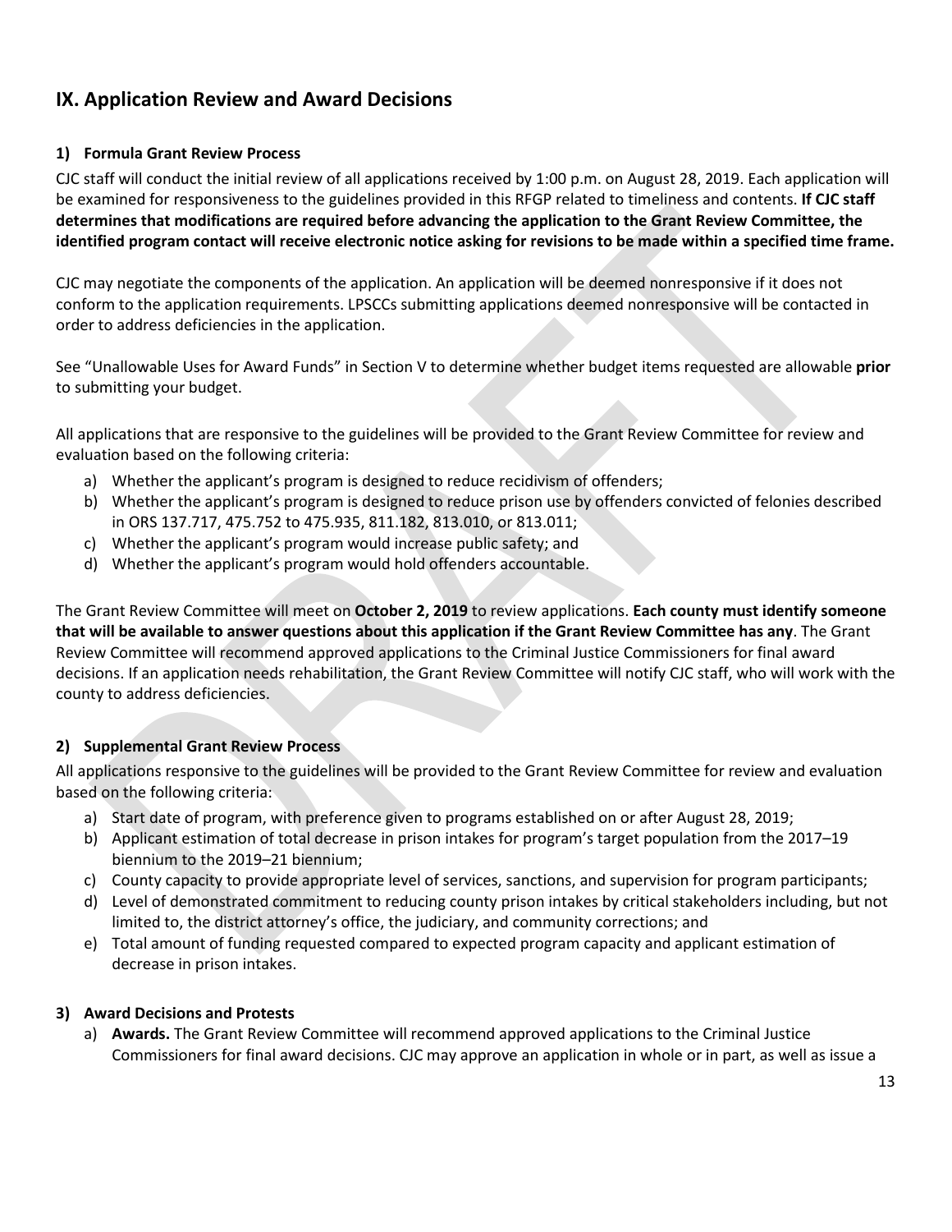## IX. Application Review and Award Decisions

### 1) Formula Grant Review Process

CJC staff will conduct the initial review of all applications received by 1:00 p.m. on August 28, 2019. Each application will be examined for responsiveness to the guidelines provided in this RFGP related to timeliness and contents. **If CJC staff determines that modifications are required before advancing the application to the Grant Review Committee, the identified program contact will receive electronic notice asking for revisions to be made within a specified time frame.**

CJC may negotiate the components of the application. An application will be deemed nonresponsive if it does not conform to the application requirements. LPSCCs submitting applications deemed nonresponsive will be contacted in order to address deficiencies in the application.

See "Unallowable Uses for Award Funds" in Section V to determine whether budget items requested are allowable **prior** to submitting your budget.

All applications that are responsive to the guidelines will be provided to the Grant Review Committee for review and evaluation based on the following criteria:

a) Whether the applicant's program is designed to reduce recidivism of offenders;
b) Whether the applicant's program is designed to reduce prison use by offenders convicted of felonies described in ORS 137.717, 475.752 to 475.935, 811.182, 813.010, or 813.011;
c) Whether the applicant's program would increase public safety; and
d) Whether the applicant's program would hold offenders accountable.

The Grant Review Committee will meet on **October 2, 2019** to review applications. **Each county must identify someone that will be available to answer questions about this application if the Grant Review Committee has any**. The Grant Review Committee will recommend approved applications to the Criminal Justice Commissioners for final award decisions. If an application needs rehabilitation, the Grant Review Committee will notify CJC staff, who will work with the county to address deficiencies.

### 2) Supplemental Grant Review Process

All applications responsive to the guidelines will be provided to the Grant Review Committee for review and evaluation based on the following criteria:

a) Start date of program, with preference given to programs established on or after August 28, 2019;
b) Applicant estimation of total decrease in prison intakes for program's target population from the 2017–19 biennium to the 2019–21 biennium;
c) County capacity to provide appropriate level of services, sanctions, and supervision for program participants;
d) Level of demonstrated commitment to reducing county prison intakes by critical stakeholders including, but not limited to, the district attorney's office, the judiciary, and community corrections; and
e) Total amount of funding requested compared to expected program capacity and applicant estimation of decrease in prison intakes.

### 3) Award Decisions and Protests

a) **Awards.** The Grant Review Committee will recommend approved applications to the Criminal Justice Commissioners for final award decisions. CJC may approve an application in whole or in part, as well as issue a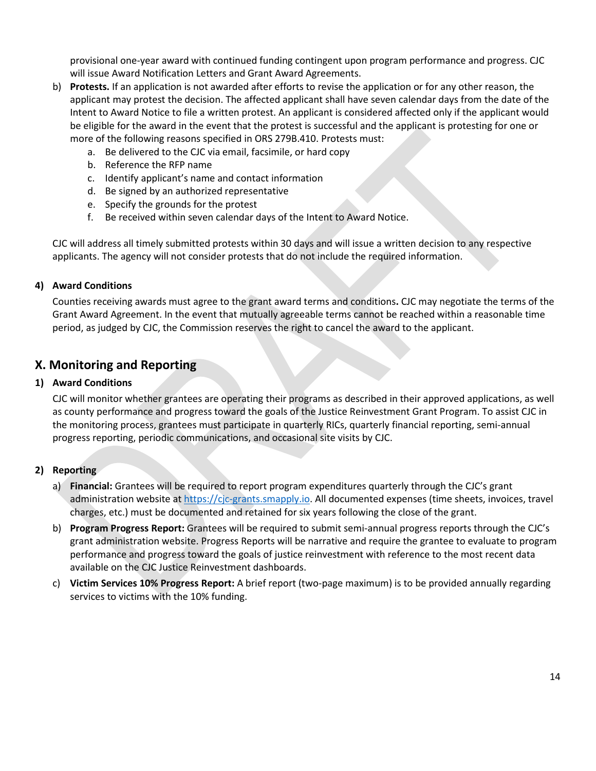provisional one-year award with continued funding contingent upon program performance and progress. CJC will issue Award Notification Letters and Grant Award Agreements.

b) **Protests.** If an application is not awarded after efforts to revise the application or for any other reason, the applicant may protest the decision. The affected applicant shall have seven calendar days from the date of the Intent to Award Notice to file a written protest. An applicant is considered affected only if the applicant would be eligible for the award in the event that the protest is successful and the applicant is protesting for one or more of the following reasons specified in ORS 279B.410. Protests must:
   a. Be delivered to the CJC via email, facsimile, or hard copy
   b. Reference the RFP name
   c. Identify applicant's name and contact information
   d. Be signed by an authorized representative
   e. Specify the grounds for the protest
   f. Be received within seven calendar days of the Intent to Award Notice.

CJC will address all timely submitted protests within 30 days and will issue a written decision to any respective applicants. The agency will not consider protests that do not include the required information.

### 4) Award Conditions

Counties receiving awards must agree to the grant award terms and conditions**.** CJC may negotiate the terms of the Grant Award Agreement. In the event that mutually agreeable terms cannot be reached within a reasonable time period, as judged by CJC, the Commission reserves the right to cancel the award to the applicant.

## X. Monitoring and Reporting

### 1) Award Conditions

CJC will monitor whether grantees are operating their programs as described in their approved applications, as well as county performance and progress toward the goals of the Justice Reinvestment Grant Program. To assist CJC in the monitoring process, grantees must participate in quarterly RICs, quarterly financial reporting, semi-annual progress reporting, periodic communications, and occasional site visits by CJC.

### 2) Reporting

a) **Financial:** Grantees will be required to report program expenditures quarterly through the CJC's grant administration website at [https://cjc-grants.smapply.io](https://cjc-grants.smapply.io). All documented expenses (time sheets, invoices, travel charges, etc.) must be documented and retained for six years following the close of the grant.

b) **Program Progress Report:** Grantees will be required to submit semi-annual progress reports through the CJC's grant administration website. Progress Reports will be narrative and require the grantee to evaluate to program performance and progress toward the goals of justice reinvestment with reference to the most recent data available on the CJC Justice Reinvestment dashboards.

c) **Victim Services 10% Progress Report:** A brief report (two-page maximum) is to be provided annually regarding services to victims with the 10% funding.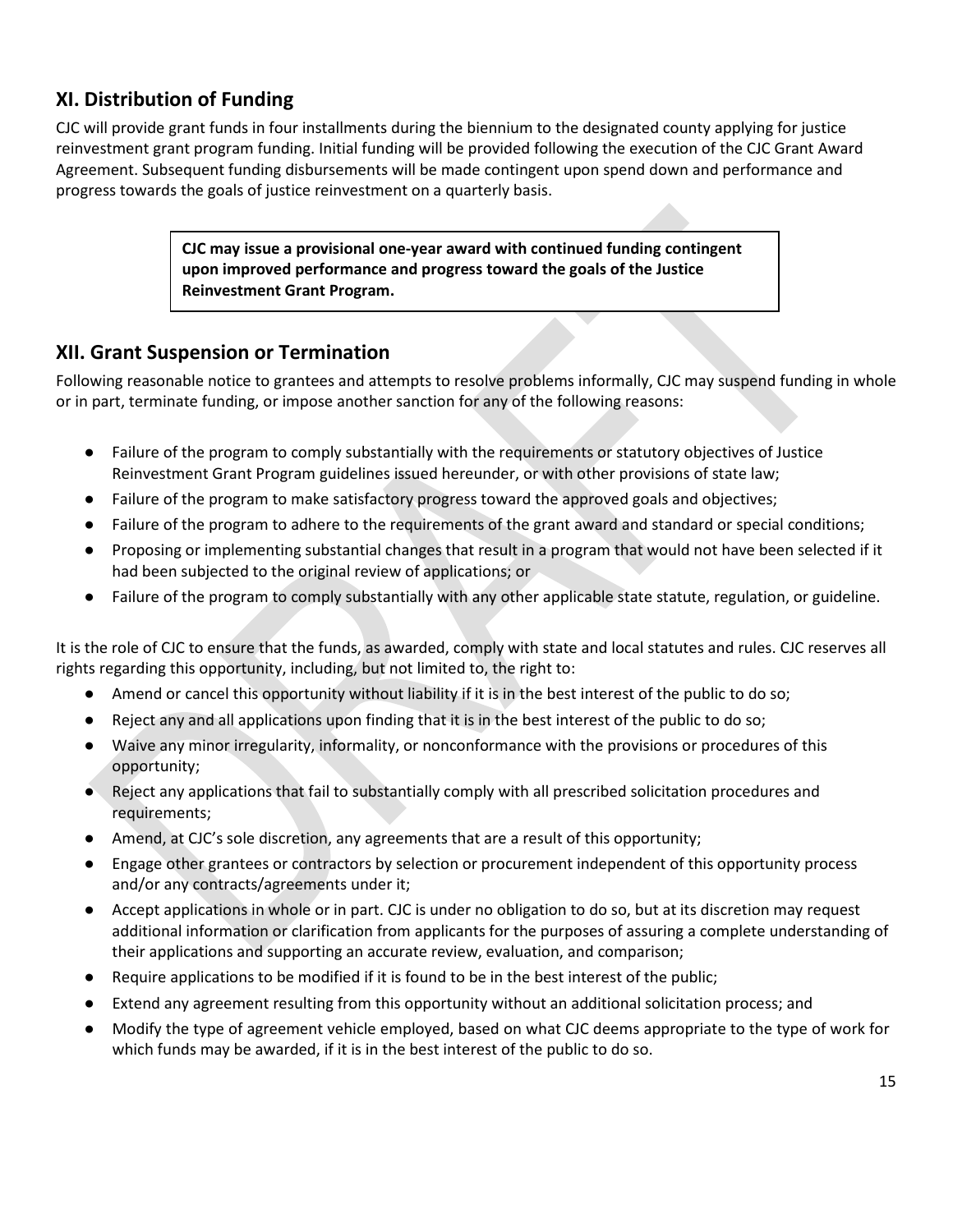## XI. Distribution of Funding

CJC will provide grant funds in four installments during the biennium to the designated county applying for justice reinvestment grant program funding. Initial funding will be provided following the execution of the CJC Grant Award Agreement. Subsequent funding disbursements will be made contingent upon spend down and performance and progress towards the goals of justice reinvestment on a quarterly basis.

> **CJC may issue a provisional one-year award with continued funding contingent upon improved performance and progress toward the goals of the Justice Reinvestment Grant Program.**

## XII. Grant Suspension or Termination

Following reasonable notice to grantees and attempts to resolve problems informally, CJC may suspend funding in whole or in part, terminate funding, or impose another sanction for any of the following reasons:

- Failure of the program to comply substantially with the requirements or statutory objectives of Justice Reinvestment Grant Program guidelines issued hereunder, or with other provisions of state law;
- Failure of the program to make satisfactory progress toward the approved goals and objectives;
- Failure of the program to adhere to the requirements of the grant award and standard or special conditions;
- Proposing or implementing substantial changes that result in a program that would not have been selected if it had been subjected to the original review of applications; or
- Failure of the program to comply substantially with any other applicable state statute, regulation, or guideline.

It is the role of CJC to ensure that the funds, as awarded, comply with state and local statutes and rules. CJC reserves all rights regarding this opportunity, including, but not limited to, the right to:

- Amend or cancel this opportunity without liability if it is in the best interest of the public to do so;
- Reject any and all applications upon finding that it is in the best interest of the public to do so;
- Waive any minor irregularity, informality, or nonconformance with the provisions or procedures of this opportunity;
- Reject any applications that fail to substantially comply with all prescribed solicitation procedures and requirements;
- Amend, at CJC's sole discretion, any agreements that are a result of this opportunity;
- Engage other grantees or contractors by selection or procurement independent of this opportunity process and/or any contracts/agreements under it;
- Accept applications in whole or in part. CJC is under no obligation to do so, but at its discretion may request additional information or clarification from applicants for the purposes of assuring a complete understanding of their applications and supporting an accurate review, evaluation, and comparison;
- Require applications to be modified if it is found to be in the best interest of the public;
- Extend any agreement resulting from this opportunity without an additional solicitation process; and
- Modify the type of agreement vehicle employed, based on what CJC deems appropriate to the type of work for which funds may be awarded, if it is in the best interest of the public to do so.